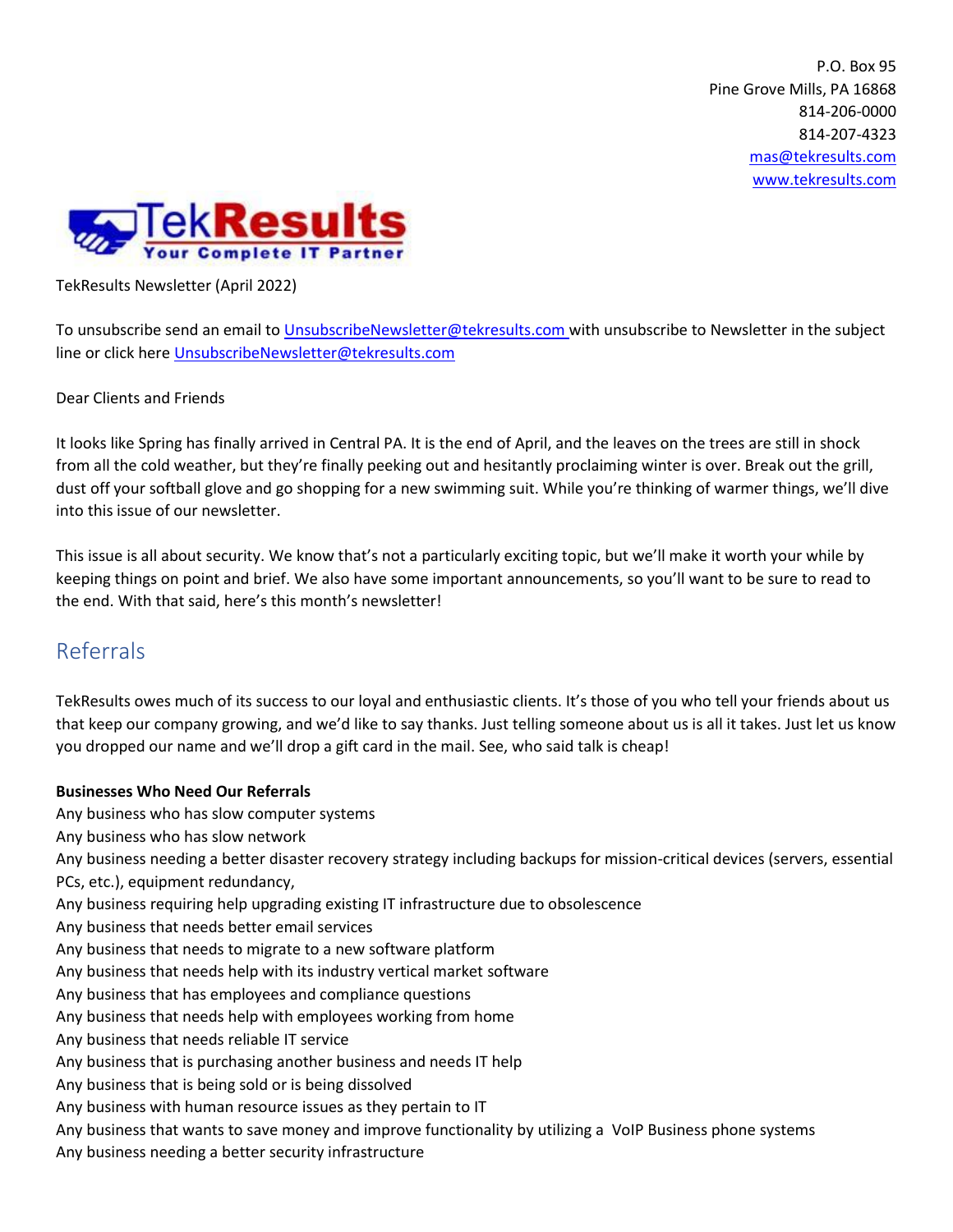P.O. Box 95
Pine Grove Mills, PA 16868
814-206-0000
814-207-4323
mas@tekresults.com
www.tekresults.com

TekResults Newsletter (April 2022)

To unsubscribe send an email to UnsubscribeNewsletter@tekresults.com with unsubscribe to Newsletter in the subject line or click here UnsubscribeNewsletter@tekresults.com

Dear Clients and Friends

It looks like Spring has finally arrived in Central PA. It is the end of April, and the leaves on the trees are still in shock from all the cold weather, but they're finally peeking out and hesitantly proclaiming winter is over. Break out the grill, dust off your softball glove and go shopping for a new swimming suit. While you're thinking of warmer things, we'll dive into this issue of our newsletter.

This issue is all about security. We know that's not a particularly exciting topic, but we'll make it worth your while by keeping things on point and brief. We also have some important announcements, so you'll want to be sure to read to the end. With that said, here's this month's newsletter!

## Referrals

TekResults owes much of its success to our loyal and enthusiastic clients. It's those of you who tell your friends about us that keep our company growing, and we'd like to say thanks. Just telling someone about us is all it takes. Just let us know you dropped our name and we'll drop a gift card in the mail. See, who said talk is cheap!

**Businesses Who Need Our Referrals**

Any business who has slow computer systems
Any business who has slow network
Any business needing a better disaster recovery strategy including backups for mission-critical devices (servers, essential PCs, etc.), equipment redundancy,
Any business requiring help upgrading existing IT infrastructure due to obsolescence
Any business that needs better email services
Any business that needs to migrate to a new software platform
Any business that needs help with its industry vertical market software
Any business that has employees and compliance questions
Any business that needs help with employees working from home
Any business that needs reliable IT service
Any business that is purchasing another business and needs IT help
Any business that is being sold or is being dissolved
Any business with human resource issues as they pertain to IT
Any business that wants to save money and improve functionality by utilizing a VoIP Business phone systems
Any business needing a better security infrastructure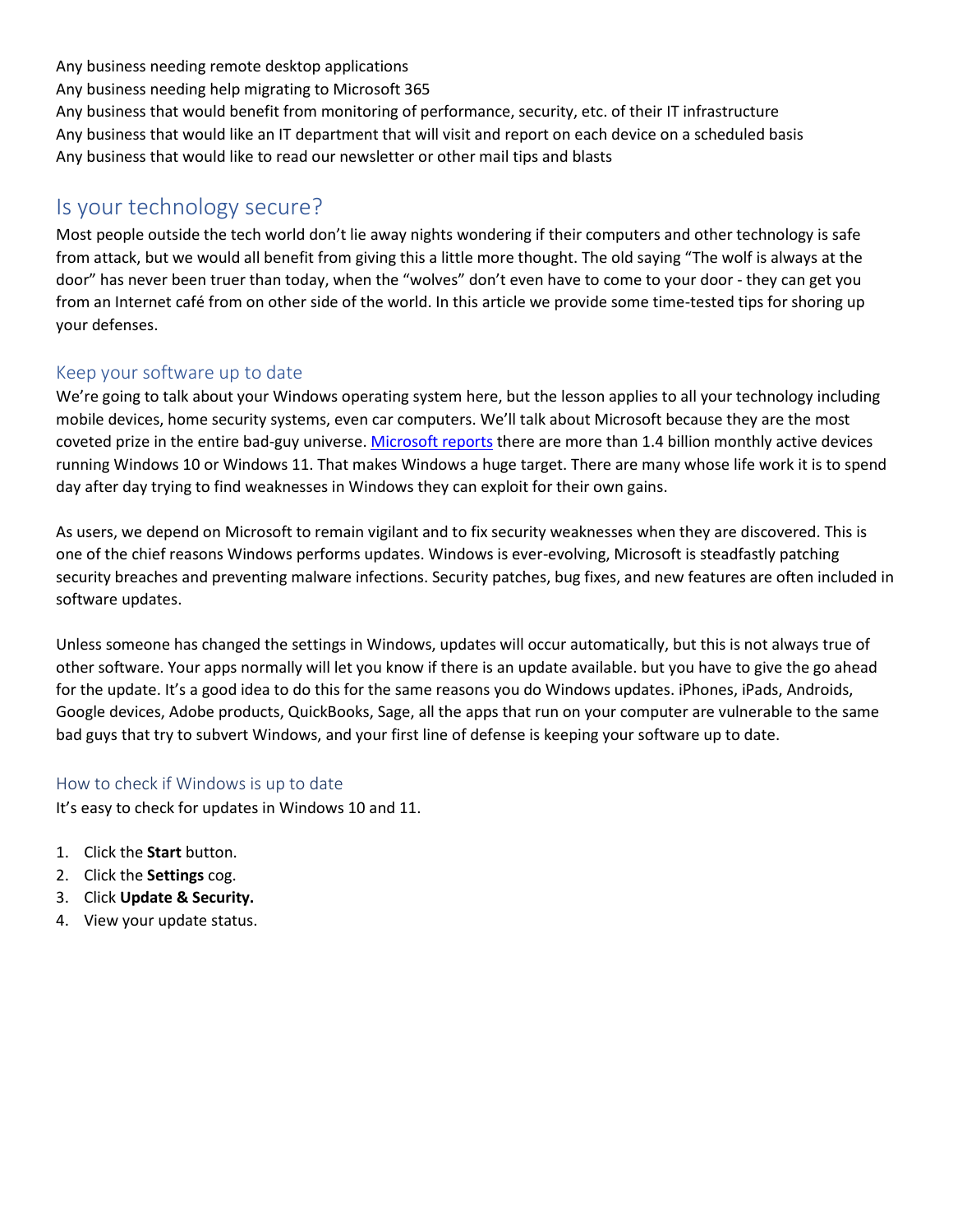Any business needing remote desktop applications
Any business needing help migrating to Microsoft 365
Any business that would benefit from monitoring of performance, security, etc. of their IT infrastructure
Any business that would like an IT department that will visit and report on each device on a scheduled basis
Any business that would like to read our newsletter or other mail tips and blasts

## Is your technology secure?

Most people outside the tech world don't lie away nights wondering if their computers and other technology is safe from attack, but we would all benefit from giving this a little more thought. The old saying "The wolf is always at the door" has never been truer than today, when the "wolves" don't even have to come to your door - they can get you from an Internet café from on other side of the world. In this article we provide some time-tested tips for shoring up your defenses.

### Keep your software up to date

We're going to talk about your Windows operating system here, but the lesson applies to all your technology including mobile devices, home security systems, even car computers. We'll talk about Microsoft because they are the most coveted prize in the entire bad-guy universe. Microsoft reports there are more than 1.4 billion monthly active devices running Windows 10 or Windows 11. That makes Windows a huge target. There are many whose life work it is to spend day after day trying to find weaknesses in Windows they can exploit for their own gains.

As users, we depend on Microsoft to remain vigilant and to fix security weaknesses when they are discovered. This is one of the chief reasons Windows performs updates. Windows is ever-evolving, Microsoft is steadfastly patching security breaches and preventing malware infections. Security patches, bug fixes, and new features are often included in software updates.

Unless someone has changed the settings in Windows, updates will occur automatically, but this is not always true of other software. Your apps normally will let you know if there is an update available. but you have to give the go ahead for the update. It's a good idea to do this for the same reasons you do Windows updates. iPhones, iPads, Androids, Google devices, Adobe products, QuickBooks, Sage, all the apps that run on your computer are vulnerable to the same bad guys that try to subvert Windows, and your first line of defense is keeping your software up to date.

#### How to check if Windows is up to date

It's easy to check for updates in Windows 10 and 11.

1. Click the **Start** button.
2. Click the **Settings** cog.
3. Click **Update & Security.**
4. View your update status.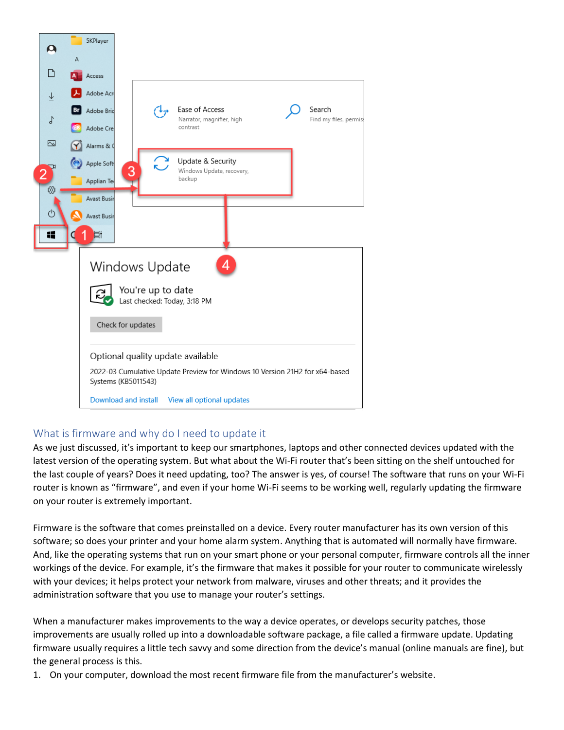## What is firmware and why do I need to update it

As we just discussed, it's important to keep our smartphones, laptops and other connected devices updated with the latest version of the operating system. But what about the Wi-Fi router that's been sitting on the shelf untouched for the last couple of years? Does it need updating, too? The answer is yes, of course! The software that runs on your Wi-Fi router is known as "firmware", and even if your home Wi-Fi seems to be working well, regularly updating the firmware on your router is extremely important.

Firmware is the software that comes preinstalled on a device. Every router manufacturer has its own version of this software; so does your printer and your home alarm system. Anything that is automated will normally have firmware. And, like the operating systems that run on your smart phone or your personal computer, firmware controls all the inner workings of the device. For example, it's the firmware that makes it possible for your router to communicate wirelessly with your devices; it helps protect your network from malware, viruses and other threats; and it provides the administration software that you use to manage your router's settings.

When a manufacturer makes improvements to the way a device operates, or develops security patches, those improvements are usually rolled up into a downloadable software package, a file called a firmware update. Updating firmware usually requires a little tech savvy and some direction from the device's manual (online manuals are fine), but the general process is this.

1. On your computer, download the most recent firmware file from the manufacturer's website.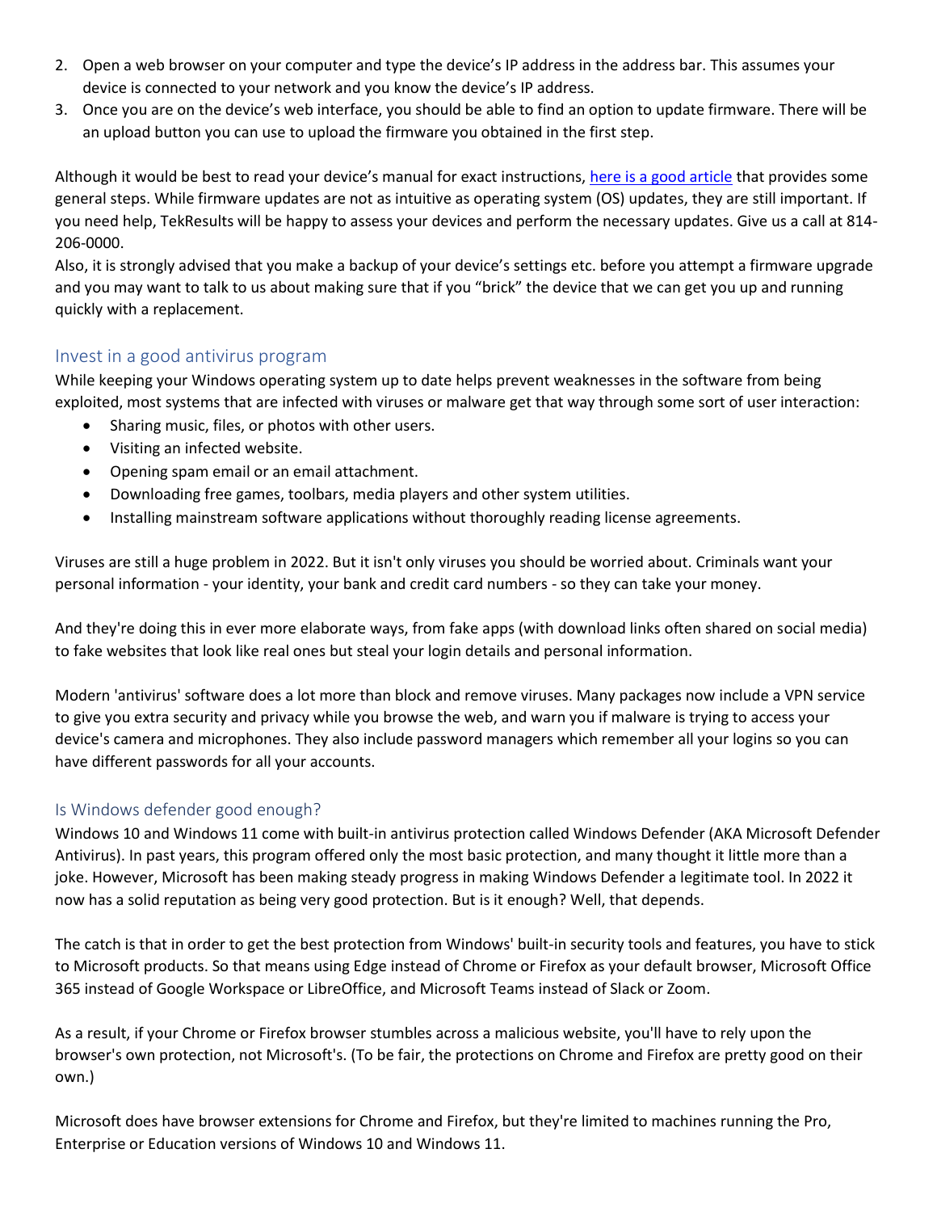2. Open a web browser on your computer and type the device's IP address in the address bar. This assumes your device is connected to your network and you know the device's IP address.
3. Once you are on the device's web interface, you should be able to find an option to update firmware. There will be an upload button you can use to upload the firmware you obtained in the first step.

Although it would be best to read your device's manual for exact instructions, here is a good article that provides some general steps. While firmware updates are not as intuitive as operating system (OS) updates, they are still important. If you need help, TekResults will be happy to assess your devices and perform the necessary updates. Give us a call at 814-206-0000.

Also, it is strongly advised that you make a backup of your device's settings etc. before you attempt a firmware upgrade and you may want to talk to us about making sure that if you "brick" the device that we can get you up and running quickly with a replacement.

## Invest in a good antivirus program

While keeping your Windows operating system up to date helps prevent weaknesses in the software from being exploited, most systems that are infected with viruses or malware get that way through some sort of user interaction:

- Sharing music, files, or photos with other users.
- Visiting an infected website.
- Opening spam email or an email attachment.
- Downloading free games, toolbars, media players and other system utilities.
- Installing mainstream software applications without thoroughly reading license agreements.

Viruses are still a huge problem in 2022. But it isn't only viruses you should be worried about. Criminals want your personal information - your identity, your bank and credit card numbers - so they can take your money.

And they're doing this in ever more elaborate ways, from fake apps (with download links often shared on social media) to fake websites that look like real ones but steal your login details and personal information.

Modern 'antivirus' software does a lot more than block and remove viruses. Many packages now include a VPN service to give you extra security and privacy while you browse the web, and warn you if malware is trying to access your device's camera and microphones. They also include password managers which remember all your logins so you can have different passwords for all your accounts.

## Is Windows defender good enough?

Windows 10 and Windows 11 come with built-in antivirus protection called Windows Defender (AKA Microsoft Defender Antivirus). In past years, this program offered only the most basic protection, and many thought it little more than a joke. However, Microsoft has been making steady progress in making Windows Defender a legitimate tool. In 2022 it now has a solid reputation as being very good protection. But is it enough? Well, that depends.

The catch is that in order to get the best protection from Windows' built-in security tools and features, you have to stick to Microsoft products. So that means using Edge instead of Chrome or Firefox as your default browser, Microsoft Office 365 instead of Google Workspace or LibreOffice, and Microsoft Teams instead of Slack or Zoom.

As a result, if your Chrome or Firefox browser stumbles across a malicious website, you'll have to rely upon the browser's own protection, not Microsoft's. (To be fair, the protections on Chrome and Firefox are pretty good on their own.)

Microsoft does have browser extensions for Chrome and Firefox, but they're limited to machines running the Pro, Enterprise or Education versions of Windows 10 and Windows 11.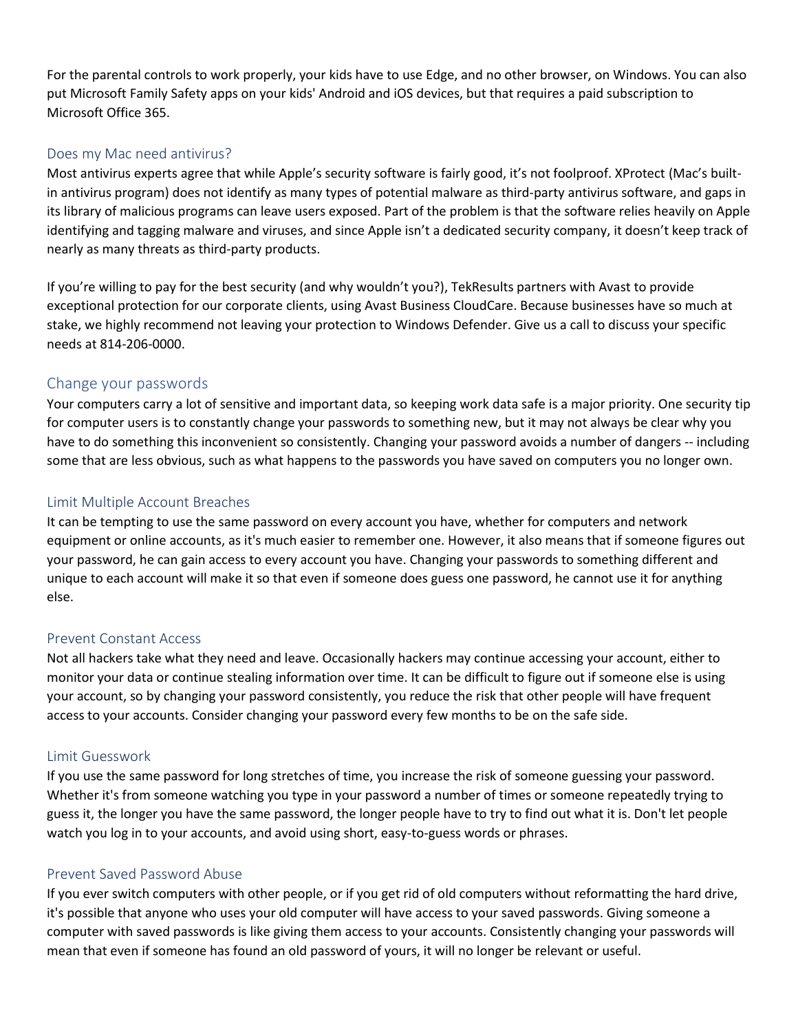For the parental controls to work properly, your kids have to use Edge, and no other browser, on Windows. You can also put Microsoft Family Safety apps on your kids' Android and iOS devices, but that requires a paid subscription to Microsoft Office 365.

### Does my Mac need antivirus?

Most antivirus experts agree that while Apple's security software is fairly good, it's not foolproof. XProtect (Mac's built-in antivirus program) does not identify as many types of potential malware as third-party antivirus software, and gaps in its library of malicious programs can leave users exposed. Part of the problem is that the software relies heavily on Apple identifying and tagging malware and viruses, and since Apple isn't a dedicated security company, it doesn't keep track of nearly as many threats as third-party products.

If you're willing to pay for the best security (and why wouldn't you?), TekResults partners with Avast to provide exceptional protection for our corporate clients, using Avast Business CloudCare. Because businesses have so much at stake, we highly recommend not leaving your protection to Windows Defender. Give us a call to discuss your specific needs at 814-206-0000.

## Change your passwords

Your computers carry a lot of sensitive and important data, so keeping work data safe is a major priority. One security tip for computer users is to constantly change your passwords to something new, but it may not always be clear why you have to do something this inconvenient so consistently. Changing your password avoids a number of dangers -- including some that are less obvious, such as what happens to the passwords you have saved on computers you no longer own.

### Limit Multiple Account Breaches

It can be tempting to use the same password on every account you have, whether for computers and network equipment or online accounts, as it's much easier to remember one. However, it also means that if someone figures out your password, he can gain access to every account you have. Changing your passwords to something different and unique to each account will make it so that even if someone does guess one password, he cannot use it for anything else.

### Prevent Constant Access

Not all hackers take what they need and leave. Occasionally hackers may continue accessing your account, either to monitor your data or continue stealing information over time. It can be difficult to figure out if someone else is using your account, so by changing your password consistently, you reduce the risk that other people will have frequent access to your accounts. Consider changing your password every few months to be on the safe side.

### Limit Guesswork

If you use the same password for long stretches of time, you increase the risk of someone guessing your password. Whether it's from someone watching you type in your password a number of times or someone repeatedly trying to guess it, the longer you have the same password, the longer people have to try to find out what it is. Don't let people watch you log in to your accounts, and avoid using short, easy-to-guess words or phrases.

### Prevent Saved Password Abuse

If you ever switch computers with other people, or if you get rid of old computers without reformatting the hard drive, it's possible that anyone who uses your old computer will have access to your saved passwords. Giving someone a computer with saved passwords is like giving them access to your accounts. Consistently changing your passwords will mean that even if someone has found an old password of yours, it will no longer be relevant or useful.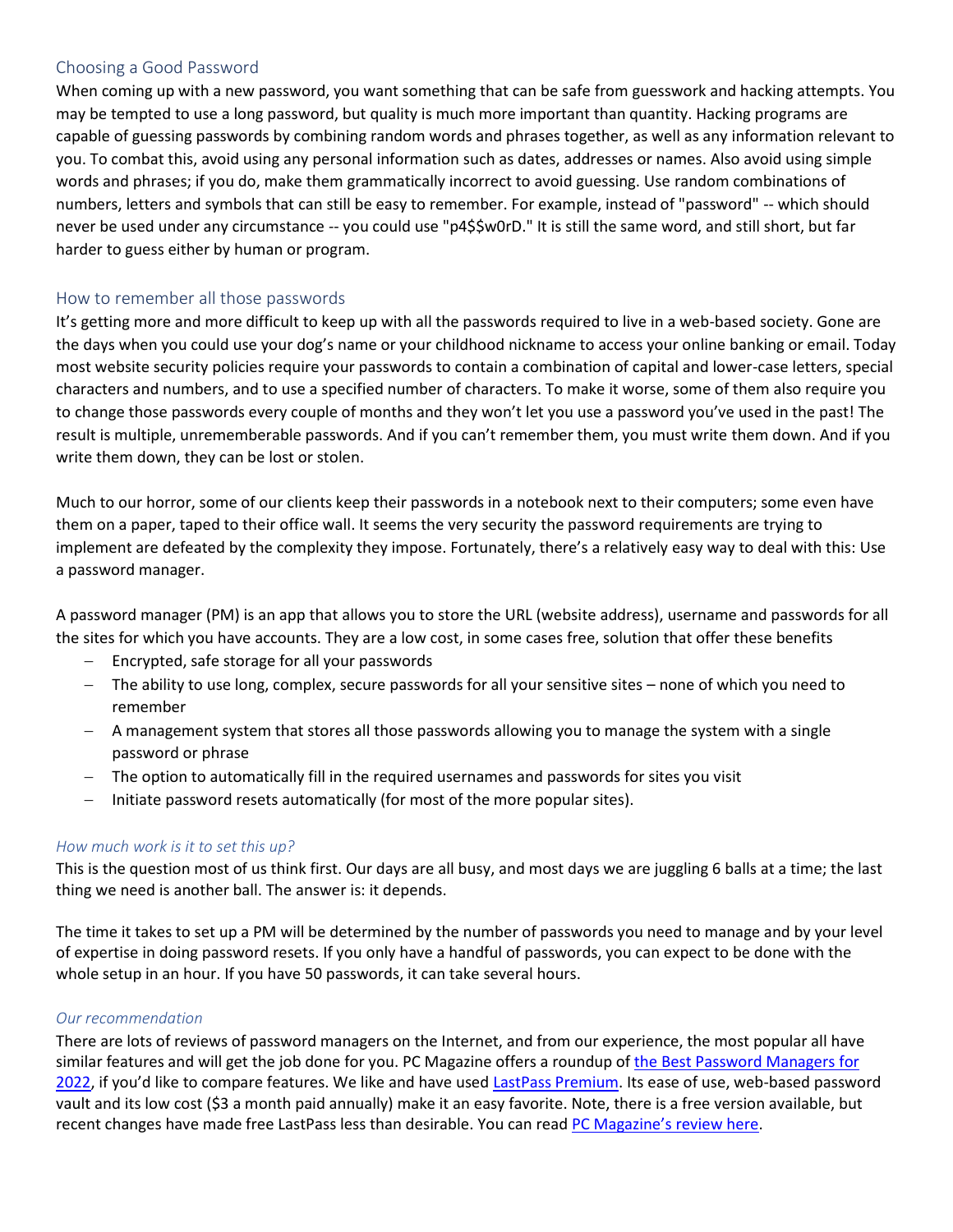## Choosing a Good Password

When coming up with a new password, you want something that can be safe from guesswork and hacking attempts. You may be tempted to use a long password, but quality is much more important than quantity. Hacking programs are capable of guessing passwords by combining random words and phrases together, as well as any information relevant to you. To combat this, avoid using any personal information such as dates, addresses or names. Also avoid using simple words and phrases; if you do, make them grammatically incorrect to avoid guessing. Use random combinations of numbers, letters and symbols that can still be easy to remember. For example, instead of "password" -- which should never be used under any circumstance -- you could use "p4$$w0rD." It is still the same word, and still short, but far harder to guess either by human or program.

## How to remember all those passwords

It's getting more and more difficult to keep up with all the passwords required to live in a web-based society. Gone are the days when you could use your dog's name or your childhood nickname to access your online banking or email. Today most website security policies require your passwords to contain a combination of capital and lower-case letters, special characters and numbers, and to use a specified number of characters. To make it worse, some of them also require you to change those passwords every couple of months and they won't let you use a password you've used in the past! The result is multiple, unrememberable passwords. And if you can't remember them, you must write them down. And if you write them down, they can be lost or stolen.

Much to our horror, some of our clients keep their passwords in a notebook next to their computers; some even have them on a paper, taped to their office wall. It seems the very security the password requirements are trying to implement are defeated by the complexity they impose. Fortunately, there's a relatively easy way to deal with this: Use a password manager.

A password manager (PM) is an app that allows you to store the URL (website address), username and passwords for all the sites for which you have accounts. They are a low cost, in some cases free, solution that offer these benefits

- Encrypted, safe storage for all your passwords
- The ability to use long, complex, secure passwords for all your sensitive sites – none of which you need to remember
- A management system that stores all those passwords allowing you to manage the system with a single password or phrase
- The option to automatically fill in the required usernames and passwords for sites you visit
- Initiate password resets automatically (for most of the more popular sites).

### *How much work is it to set this up?*

This is the question most of us think first. Our days are all busy, and most days we are juggling 6 balls at a time; the last thing we need is another ball. The answer is: it depends.

The time it takes to set up a PM will be determined by the number of passwords you need to manage and by your level of expertise in doing password resets. If you only have a handful of passwords, you can expect to be done with the whole setup in an hour. If you have 50 passwords, it can take several hours.

### *Our recommendation*

There are lots of reviews of password managers on the Internet, and from our experience, the most popular all have similar features and will get the job done for you. PC Magazine offers a roundup of the Best Password Managers for 2022, if you'd like to compare features. We like and have used LastPass Premium. Its ease of use, web-based password vault and its low cost ($3 a month paid annually) make it an easy favorite. Note, there is a free version available, but recent changes have made free LastPass less than desirable. You can read PC Magazine's review here.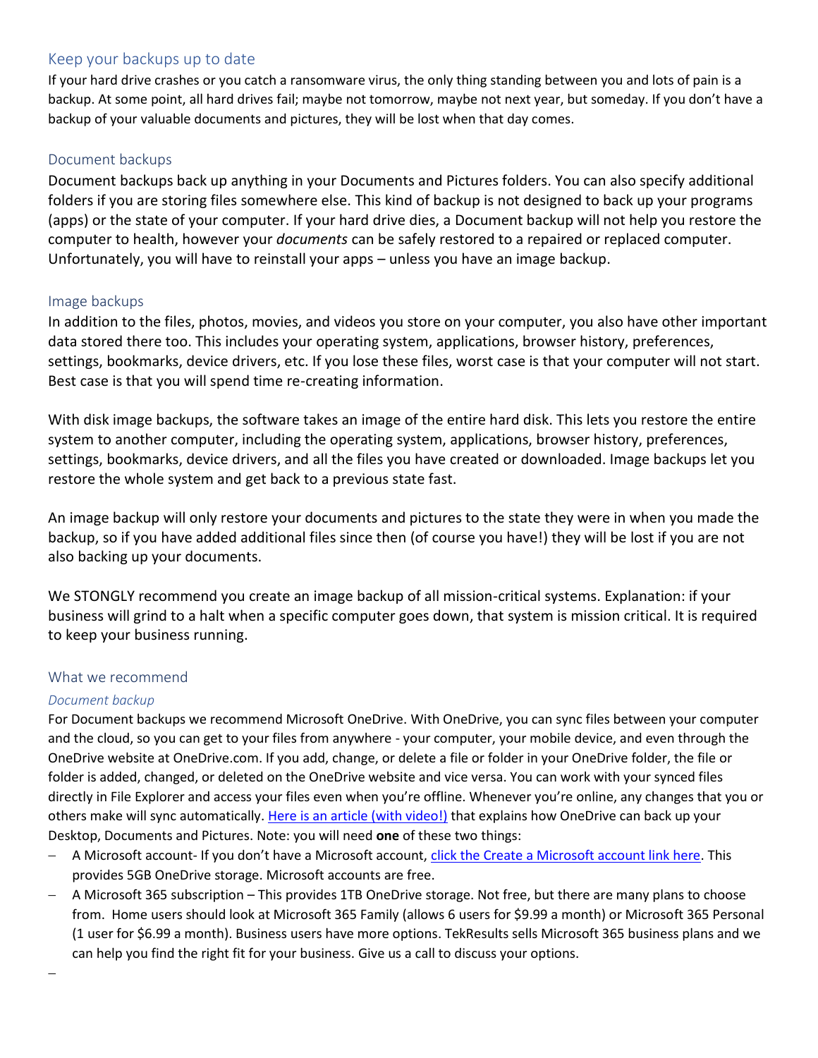## Keep your backups up to date

If your hard drive crashes or you catch a ransomware virus, the only thing standing between you and lots of pain is a backup. At some point, all hard drives fail; maybe not tomorrow, maybe not next year, but someday. If you don't have a backup of your valuable documents and pictures, they will be lost when that day comes.

### Document backups

Document backups back up anything in your Documents and Pictures folders. You can also specify additional folders if you are storing files somewhere else. This kind of backup is not designed to back up your programs (apps) or the state of your computer. If your hard drive dies, a Document backup will not help you restore the computer to health, however your *documents* can be safely restored to a repaired or replaced computer. Unfortunately, you will have to reinstall your apps – unless you have an image backup.

### Image backups

In addition to the files, photos, movies, and videos you store on your computer, you also have other important data stored there too. This includes your operating system, applications, browser history, preferences, settings, bookmarks, device drivers, etc. If you lose these files, worst case is that your computer will not start. Best case is that you will spend time re-creating information.

With disk image backups, the software takes an image of the entire hard disk. This lets you restore the entire system to another computer, including the operating system, applications, browser history, preferences, settings, bookmarks, device drivers, and all the files you have created or downloaded. Image backups let you restore the whole system and get back to a previous state fast.

An image backup will only restore your documents and pictures to the state they were in when you made the backup, so if you have added additional files since then (of course you have!) they will be lost if you are not also backing up your documents.

We STONGLY recommend you create an image backup of all mission-critical systems. Explanation: if your business will grind to a halt when a specific computer goes down, that system is mission critical. It is required to keep your business running.

### What we recommend

#### *Document backup*

For Document backups we recommend Microsoft OneDrive. With OneDrive, you can sync files between your computer and the cloud, so you can get to your files from anywhere - your computer, your mobile device, and even through the OneDrive website at OneDrive.com. If you add, change, or delete a file or folder in your OneDrive folder, the file or folder is added, changed, or deleted on the OneDrive website and vice versa. You can work with your synced files directly in File Explorer and access your files even when you're offline. Whenever you're online, any changes that you or others make will sync automatically. Here is an article (with video!) that explains how OneDrive can back up your Desktop, Documents and Pictures. Note: you will need **one** of these two things:

- A Microsoft account- If you don't have a Microsoft account, click the Create a Microsoft account link here. This provides 5GB OneDrive storage. Microsoft accounts are free.
- A Microsoft 365 subscription – This provides 1TB OneDrive storage. Not free, but there are many plans to choose from. Home users should look at Microsoft 365 Family (allows 6 users for $9.99 a month) or Microsoft 365 Personal (1 user for $6.99 a month). Business users have more options. TekResults sells Microsoft 365 business plans and we can help you find the right fit for your business. Give us a call to discuss your options.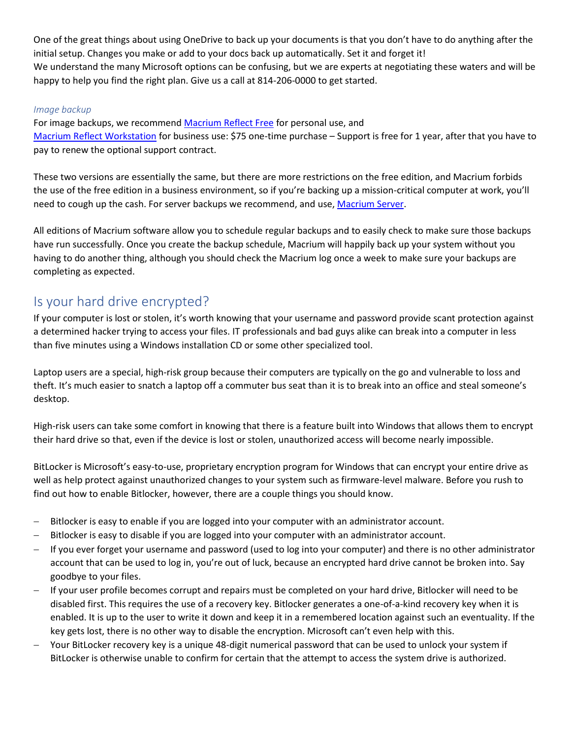One of the great things about using OneDrive to back up your documents is that you don't have to do anything after the initial setup. Changes you make or add to your docs back up automatically. Set it and forget it!
We understand the many Microsoft options can be confusing, but we are experts at negotiating these waters and will be happy to help you find the right plan. Give us a call at 814-206-0000 to get started.

*Image backup*

For image backups, we recommend Macrium Reflect Free for personal use, and Macrium Reflect Workstation for business use: $75 one-time purchase – Support is free for 1 year, after that you have to pay to renew the optional support contract.

These two versions are essentially the same, but there are more restrictions on the free edition, and Macrium forbids the use of the free edition in a business environment, so if you're backing up a mission-critical computer at work, you'll need to cough up the cash. For server backups we recommend, and use, Macrium Server.

All editions of Macrium software allow you to schedule regular backups and to easily check to make sure those backups have run successfully. Once you create the backup schedule, Macrium will happily back up your system without you having to do another thing, although you should check the Macrium log once a week to make sure your backups are completing as expected.

## Is your hard drive encrypted?

If your computer is lost or stolen, it's worth knowing that your username and password provide scant protection against a determined hacker trying to access your files. IT professionals and bad guys alike can break into a computer in less than five minutes using a Windows installation CD or some other specialized tool.

Laptop users are a special, high-risk group because their computers are typically on the go and vulnerable to loss and theft. It's much easier to snatch a laptop off a commuter bus seat than it is to break into an office and steal someone's desktop.

High-risk users can take some comfort in knowing that there is a feature built into Windows that allows them to encrypt their hard drive so that, even if the device is lost or stolen, unauthorized access will become nearly impossible.

BitLocker is Microsoft's easy-to-use, proprietary encryption program for Windows that can encrypt your entire drive as well as help protect against unauthorized changes to your system such as firmware-level malware. Before you rush to find out how to enable Bitlocker, however, there are a couple things you should know.

- Bitlocker is easy to enable if you are logged into your computer with an administrator account.
- Bitlocker is easy to disable if you are logged into your computer with an administrator account.
- If you ever forget your username and password (used to log into your computer) and there is no other administrator account that can be used to log in, you're out of luck, because an encrypted hard drive cannot be broken into. Say goodbye to your files.
- If your user profile becomes corrupt and repairs must be completed on your hard drive, Bitlocker will need to be disabled first. This requires the use of a recovery key. Bitlocker generates a one-of-a-kind recovery key when it is enabled. It is up to the user to write it down and keep it in a remembered location against such an eventuality. If the key gets lost, there is no other way to disable the encryption. Microsoft can't even help with this.
- Your BitLocker recovery key is a unique 48-digit numerical password that can be used to unlock your system if BitLocker is otherwise unable to confirm for certain that the attempt to access the system drive is authorized.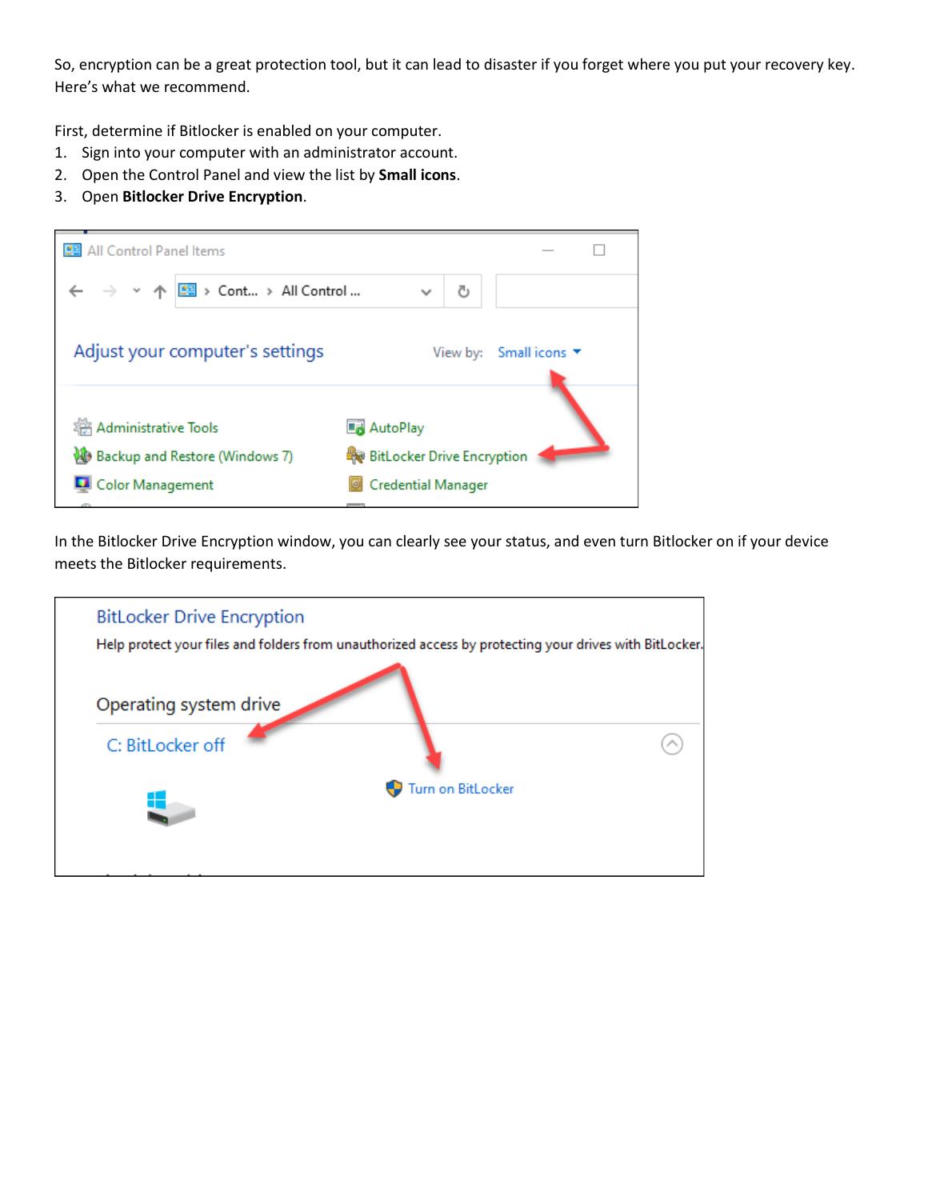So, encryption can be a great protection tool, but it can lead to disaster if you forget where you put your recovery key. Here's what we recommend.

First, determine if Bitlocker is enabled on your computer.

1. Sign into your computer with an administrator account.
2. Open the Control Panel and view the list by **Small icons**.
3. Open **Bitlocker Drive Encryption**.

In the Bitlocker Drive Encryption window, you can clearly see your status, and even turn Bitlocker on if your device meets the Bitlocker requirements.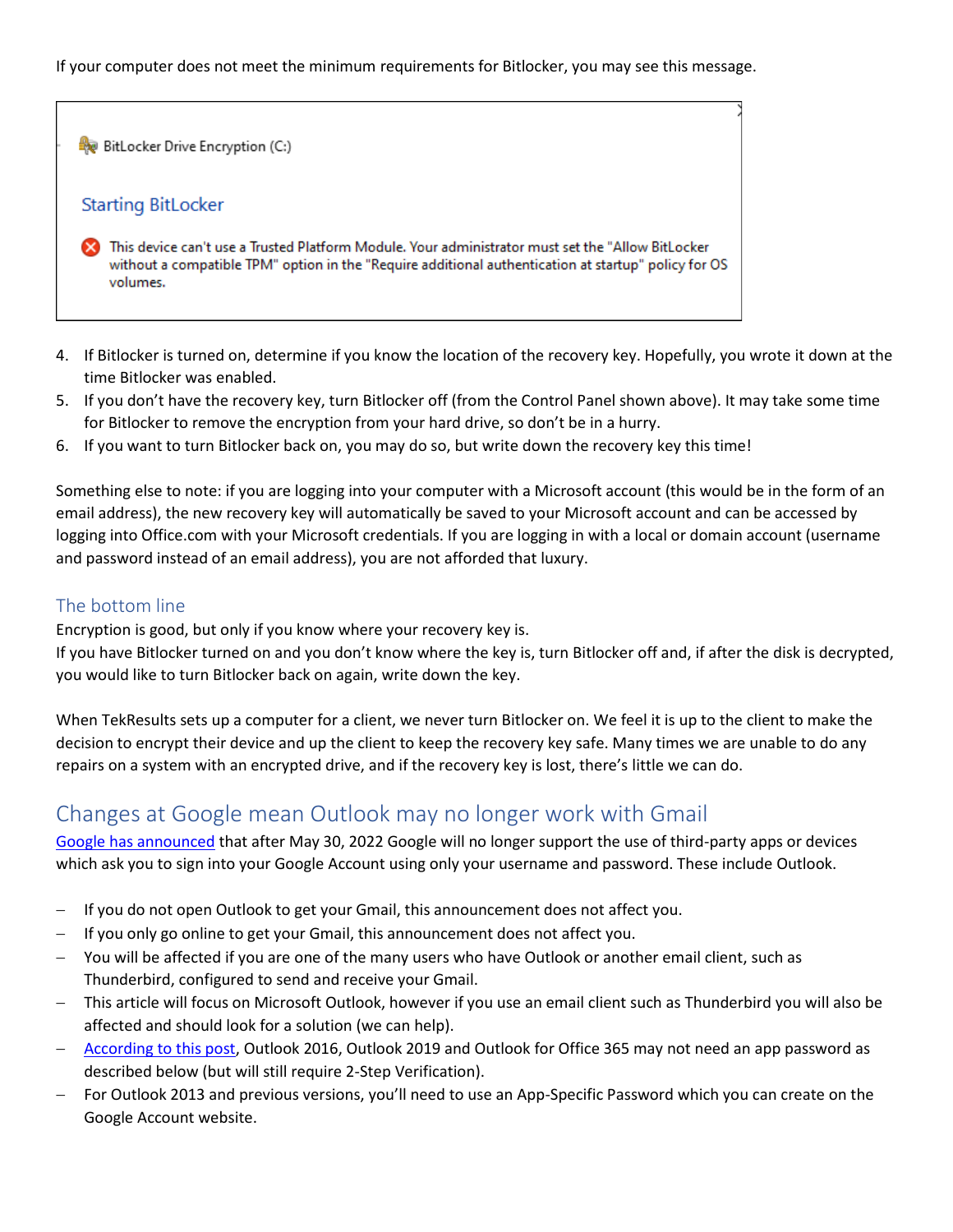If your computer does not meet the minimum requirements for Bitlocker, you may see this message.

BitLocker Drive Encryption (C:)

Starting BitLocker

This device can't use a Trusted Platform Module. Your administrator must set the "Allow BitLocker without a compatible TPM" option in the "Require additional authentication at startup" policy for OS volumes.

4. If Bitlocker is turned on, determine if you know the location of the recovery key. Hopefully, you wrote it down at the time Bitlocker was enabled.
5. If you don't have the recovery key, turn Bitlocker off (from the Control Panel shown above). It may take some time for Bitlocker to remove the encryption from your hard drive, so don't be in a hurry.
6. If you want to turn Bitlocker back on, you may do so, but write down the recovery key this time!

Something else to note: if you are logging into your computer with a Microsoft account (this would be in the form of an email address), the new recovery key will automatically be saved to your Microsoft account and can be accessed by logging into Office.com with your Microsoft credentials. If you are logging in with a local or domain account (username and password instead of an email address), you are not afforded that luxury.

### The bottom line

Encryption is good, but only if you know where your recovery key is.
If you have Bitlocker turned on and you don't know where the key is, turn Bitlocker off and, if after the disk is decrypted, you would like to turn Bitlocker back on again, write down the key.

When TekResults sets up a computer for a client, we never turn Bitlocker on. We feel it is up to the client to make the decision to encrypt their device and up the client to keep the recovery key safe. Many times we are unable to do any repairs on a system with an encrypted drive, and if the recovery key is lost, there's little we can do.

## Changes at Google mean Outlook may no longer work with Gmail

Google has announced that after May 30, 2022 Google will no longer support the use of third-party apps or devices which ask you to sign into your Google Account using only your username and password. These include Outlook.

- If you do not open Outlook to get your Gmail, this announcement does not affect you.
- If you only go online to get your Gmail, this announcement does not affect you.
- You will be affected if you are one of the many users who have Outlook or another email client, such as Thunderbird, configured to send and receive your Gmail.
- This article will focus on Microsoft Outlook, however if you use an email client such as Thunderbird you will also be affected and should look for a solution (we can help).
- According to this post, Outlook 2016, Outlook 2019 and Outlook for Office 365 may not need an app password as described below (but will still require 2-Step Verification).
- For Outlook 2013 and previous versions, you'll need to use an App-Specific Password which you can create on the Google Account website.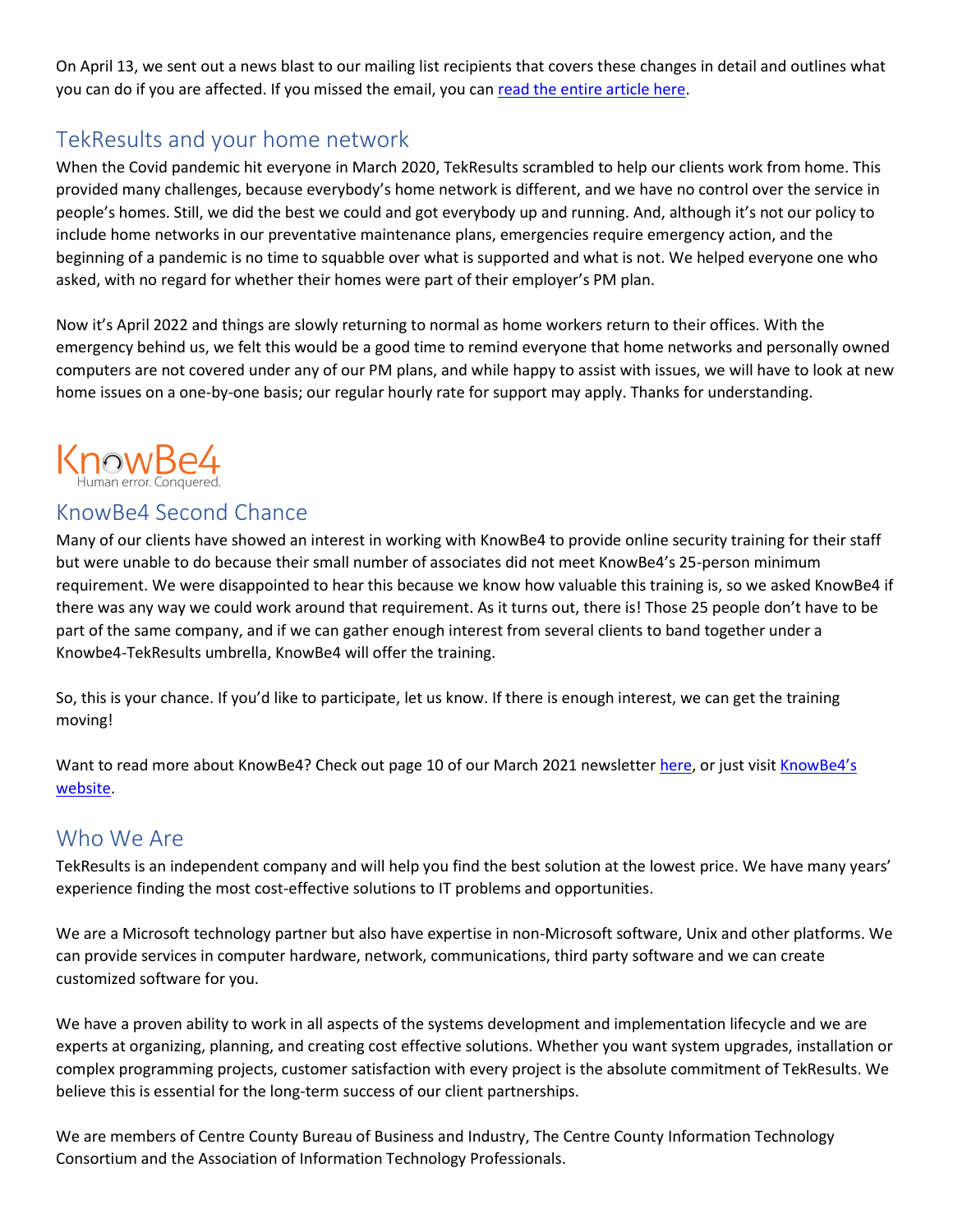On April 13, we sent out a news blast to our mailing list recipients that covers these changes in detail and outlines what you can do if you are affected. If you missed the email, you can [read the entire article here](#).

## TekResults and your home network

When the Covid pandemic hit everyone in March 2020, TekResults scrambled to help our clients work from home. This provided many challenges, because everybody's home network is different, and we have no control over the service in people's homes. Still, we did the best we could and got everybody up and running. And, although it's not our policy to include home networks in our preventative maintenance plans, emergencies require emergency action, and the beginning of a pandemic is no time to squabble over what is supported and what is not. We helped everyone one who asked, with no regard for whether their homes were part of their employer's PM plan.

Now it's April 2022 and things are slowly returning to normal as home workers return to their offices. With the emergency behind us, we felt this would be a good time to remind everyone that home networks and personally owned computers are not covered under any of our PM plans, and while happy to assist with issues, we will have to look at new home issues on a one-by-one basis; our regular hourly rate for support may apply. Thanks for understanding.

KnowBe4
Human error. Conquered.

## KnowBe4 Second Chance

Many of our clients have showed an interest in working with KnowBe4 to provide online security training for their staff but were unable to do because their small number of associates did not meet KnowBe4's 25-person minimum requirement. We were disappointed to hear this because we know how valuable this training is, so we asked KnowBe4 if there was any way we could work around that requirement. As it turns out, there is! Those 25 people don't have to be part of the same company, and if we can gather enough interest from several clients to band together under a Knowbe4-TekResults umbrella, KnowBe4 will offer the training.

So, this is your chance. If you'd like to participate, let us know. If there is enough interest, we can get the training moving!

Want to read more about KnowBe4? Check out page 10 of our March 2021 newsletter [here](#), or just visit [KnowBe4's website](#).

## Who We Are

TekResults is an independent company and will help you find the best solution at the lowest price. We have many years' experience finding the most cost-effective solutions to IT problems and opportunities.

We are a Microsoft technology partner but also have expertise in non-Microsoft software, Unix and other platforms. We can provide services in computer hardware, network, communications, third party software and we can create customized software for you.

We have a proven ability to work in all aspects of the systems development and implementation lifecycle and we are experts at organizing, planning, and creating cost effective solutions. Whether you want system upgrades, installation or complex programming projects, customer satisfaction with every project is the absolute commitment of TekResults. We believe this is essential for the long-term success of our client partnerships.

We are members of Centre County Bureau of Business and Industry, The Centre County Information Technology Consortium and the Association of Information Technology Professionals.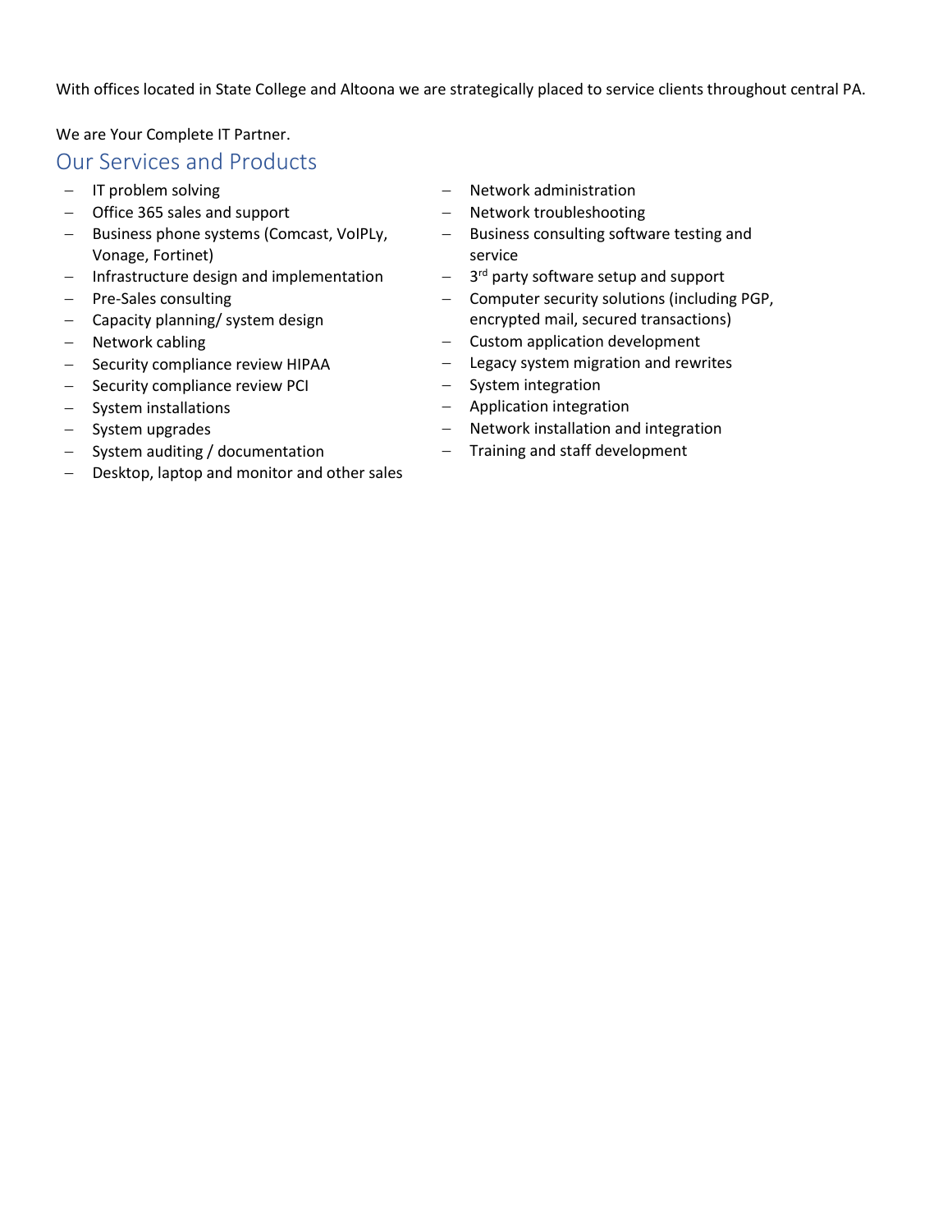With offices located in State College and Altoona we are strategically placed to service clients throughout central PA.

We are Your Complete IT Partner.

## Our Services and Products

- IT problem solving
- Office 365 sales and support
- Business phone systems (Comcast, VoIPLy, Vonage, Fortinet)
- Infrastructure design and implementation
- Pre-Sales consulting
- Capacity planning/ system design
- Network cabling
- Security compliance review HIPAA
- Security compliance review PCI
- System installations
- System upgrades
- System auditing / documentation
- Desktop, laptop and monitor and other sales
- Network administration
- Network troubleshooting
- Business consulting software testing and service
- 3rd party software setup and support
- Computer security solutions (including PGP, encrypted mail, secured transactions)
- Custom application development
- Legacy system migration and rewrites
- System integration
- Application integration
- Network installation and integration
- Training and staff development